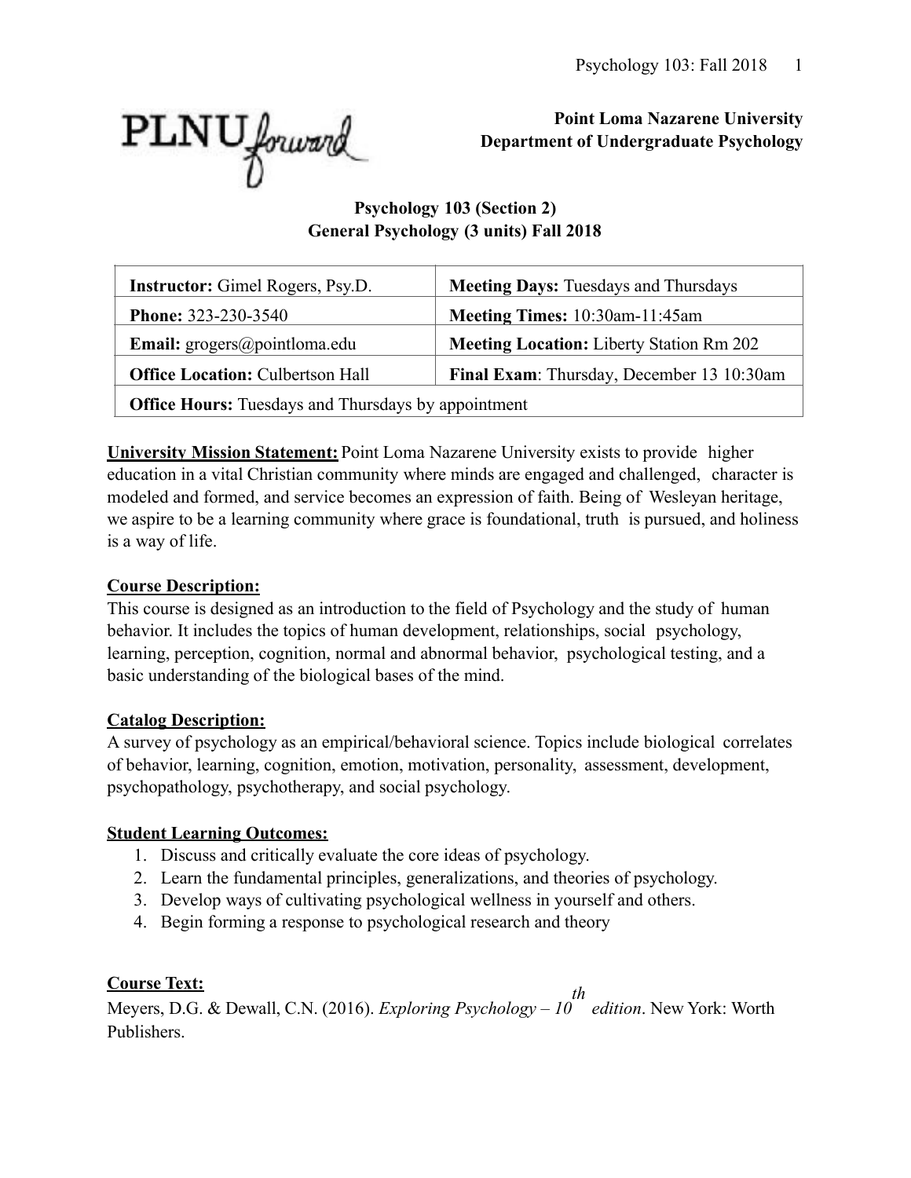**Point Loma Nazarene University**
**Department of Undergraduate Psychology**

# Psychology 103 (Section 2)
## General Psychology (3 units) Fall 2018

| **Instructor:** Gimel Rogers, Psy.D. | **Meeting Days:** Tuesdays and Thursdays |
|---|---|
| **Phone:** 323-230-3540 | **Meeting Times:** 10:30am-11:45am |
| **Email:** grogers@pointloma.edu | **Meeting Location:** Liberty Station Rm 202 |
| **Office Location:** Culbertson Hall | **Final Exam**: Thursday, December 13 10:30am |
| **Office Hours:** Tuesdays and Thursdays by appointment | |

**University Mission Statement:** Point Loma Nazarene University exists to provide higher education in a vital Christian community where minds are engaged and challenged, character is modeled and formed, and service becomes an expression of faith. Being of Wesleyan heritage, we aspire to be a learning community where grace is foundational, truth is pursued, and holiness is a way of life.

**Course Description:**
This course is designed as an introduction to the field of Psychology and the study of human behavior. It includes the topics of human development, relationships, social psychology, learning, perception, cognition, normal and abnormal behavior, psychological testing, and a basic understanding of the biological bases of the mind.

**Catalog Description:**
A survey of psychology as an empirical/behavioral science. Topics include biological correlates of behavior, learning, cognition, emotion, motivation, personality, assessment, development, psychopathology, psychotherapy, and social psychology.

**Student Learning Outcomes:**

1. Discuss and critically evaluate the core ideas of psychology.
2. Learn the fundamental principles, generalizations, and theories of psychology.
3. Develop ways of cultivating psychological wellness in yourself and others.
4. Begin forming a response to psychological research and theory

**Course Text:**
Meyers, D.G. & Dewall, C.N. (2016). *Exploring Psychology – 10th edition*. New York: Worth Publishers.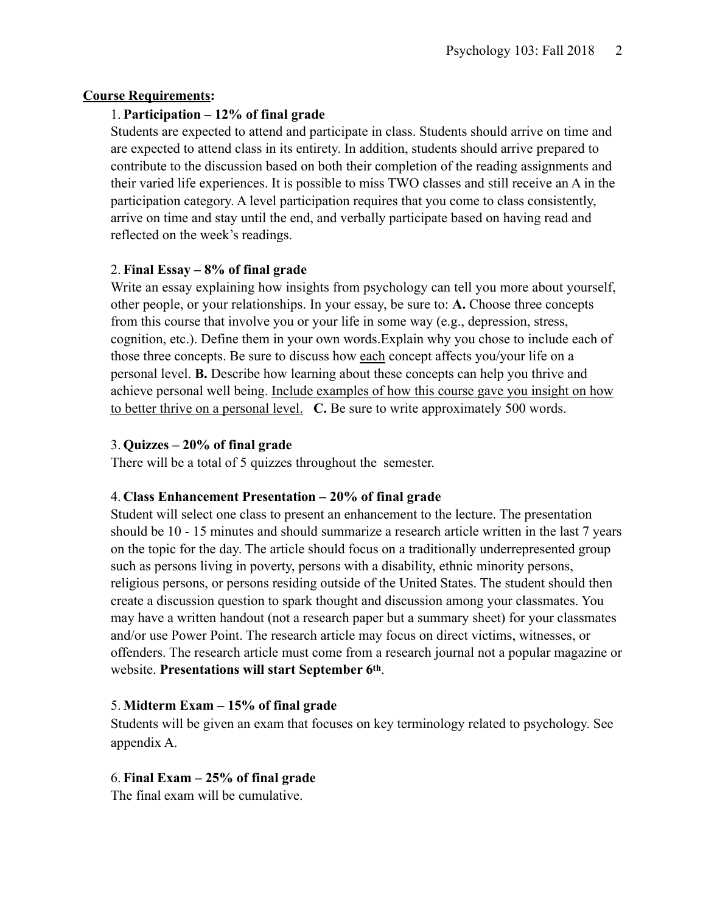**Course Requirements:**

1. **Participation – 12% of final grade**
Students are expected to attend and participate in class. Students should arrive on time and are expected to attend class in its entirety. In addition, students should arrive prepared to contribute to the discussion based on both their completion of the reading assignments and their varied life experiences. It is possible to miss TWO classes and still receive an A in the participation category. A level participation requires that you come to class consistently, arrive on time and stay until the end, and verbally participate based on having read and reflected on the week's readings.

2. **Final Essay – 8% of final grade**
Write an essay explaining how insights from psychology can tell you more about yourself, other people, or your relationships. In your essay, be sure to: **A.** Choose three concepts from this course that involve you or your life in some way (e.g., depression, stress, cognition, etc.). Define them in your own words.Explain why you chose to include each of those three concepts. Be sure to discuss how <u>each</u> concept affects you/your life on a personal level. **B.** Describe how learning about these concepts can help you thrive and achieve personal well being. <u>Include examples of how this course gave you insight on how to better thrive on a personal level.</u> **C.** Be sure to write approximately 500 words.

3. **Quizzes – 20% of final grade**
There will be a total of 5 quizzes throughout the semester.

4. **Class Enhancement Presentation – 20% of final grade**
Student will select one class to present an enhancement to the lecture. The presentation should be 10 - 15 minutes and should summarize a research article written in the last 7 years on the topic for the day. The article should focus on a traditionally underrepresented group such as persons living in poverty, persons with a disability, ethnic minority persons, religious persons, or persons residing outside of the United States. The student should then create a discussion question to spark thought and discussion among your classmates. You may have a written handout (not a research paper but a summary sheet) for your classmates and/or use Power Point. The research article may focus on direct victims, witnesses, or offenders. The research article must come from a research journal not a popular magazine or website. **Presentations will start September 6th**.

5. **Midterm Exam – 15% of final grade**
Students will be given an exam that focuses on key terminology related to psychology. See appendix A.

6. **Final Exam – 25% of final grade**
The final exam will be cumulative.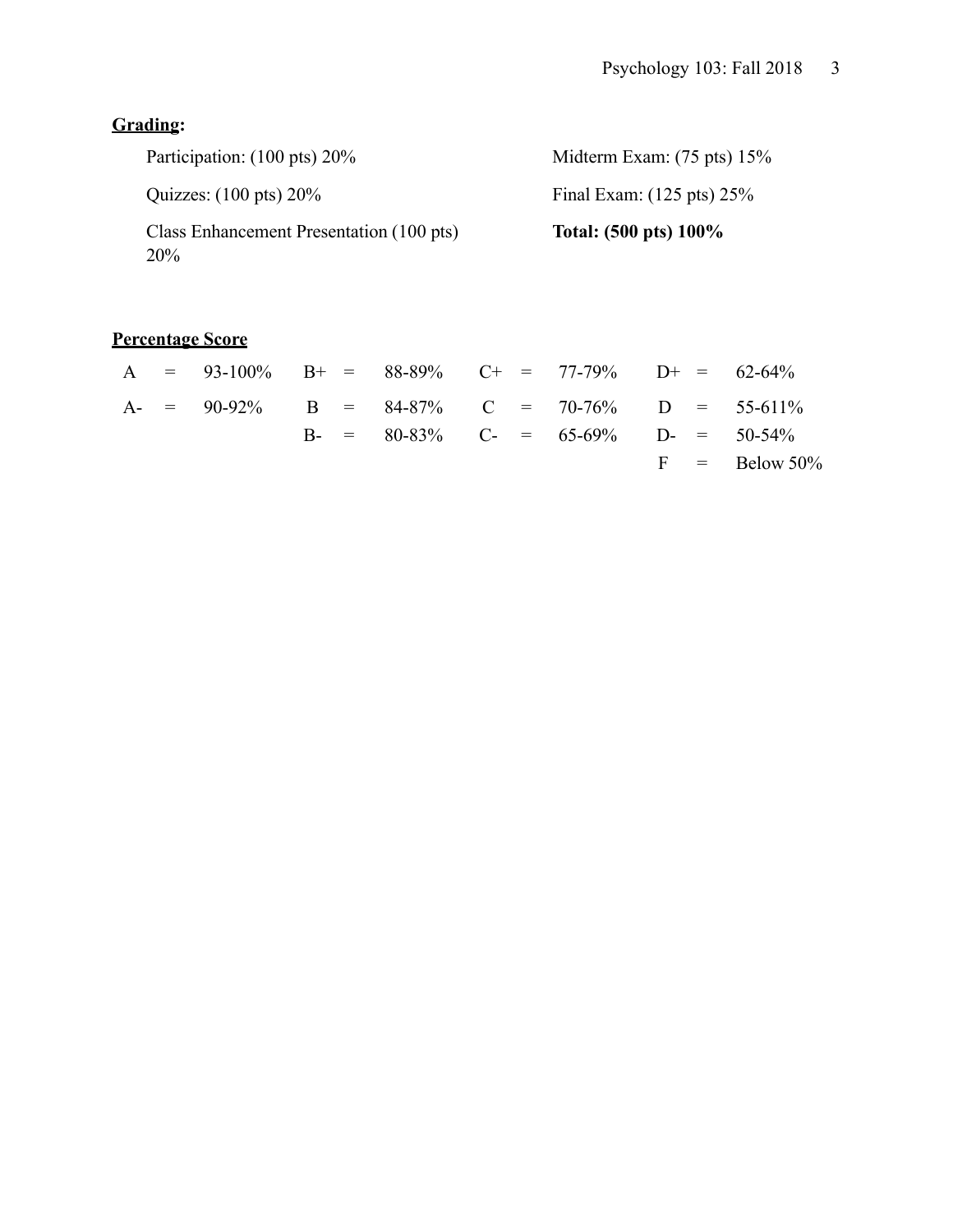**Grading:**

Participation: (100 pts) 20%

Quizzes: (100 pts) 20%

Class Enhancement Presentation (100 pts) 20%

Midterm Exam: (75 pts) 15%

Final Exam: (125 pts) 25%

**Total: (500 pts) 100%**

**Percentage Score**

| | | | | | | | | | | | |
|---|---|---|---|---|---|---|---|---|---|---|---|
| A | = | 93-100% | B+ | = | 88-89% | C+ | = | 77-79% | D+ | = | 62-64% |
| A- | = | 90-92% | B | = | 84-87% | C | = | 70-76% | D | = | 55-611% |
| | | | B- | = | 80-83% | C- | = | 65-69% | D- | = | 50-54% |
| | | | | | | | | | F | = | Below 50% |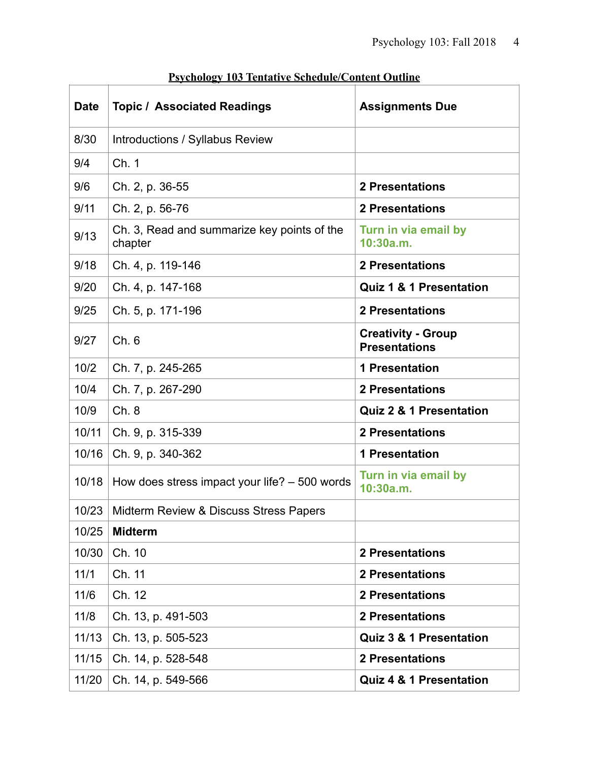**Psychology 103 Tentative Schedule/Content Outline**

| Date | Topic / Associated Readings | Assignments Due |
|---|---|---|
| 8/30 | Introductions / Syllabus Review | |
| 9/4 | Ch. 1 | |
| 9/6 | Ch. 2, p. 36-55 | **2 Presentations** |
| 9/11 | Ch. 2, p. 56-76 | **2 Presentations** |
| 9/13 | Ch. 3, Read and summarize key points of the chapter | **Turn in via email by 10:30a.m.** |
| 9/18 | Ch. 4, p. 119-146 | **2 Presentations** |
| 9/20 | Ch. 4, p. 147-168 | **Quiz 1 & 1 Presentation** |
| 9/25 | Ch. 5, p. 171-196 | **2 Presentations** |
| 9/27 | Ch. 6 | **Creativity - Group Presentations** |
| 10/2 | Ch. 7, p. 245-265 | **1 Presentation** |
| 10/4 | Ch. 7, p. 267-290 | **2 Presentations** |
| 10/9 | Ch. 8 | **Quiz 2 & 1 Presentation** |
| 10/11 | Ch. 9, p. 315-339 | **2 Presentations** |
| 10/16 | Ch. 9, p. 340-362 | **1 Presentation** |
| 10/18 | How does stress impact your life? – 500 words | **Turn in via email by 10:30a.m.** |
| 10/23 | Midterm Review & Discuss Stress Papers | |
| 10/25 | **Midterm** | |
| 10/30 | Ch. 10 | **2 Presentations** |
| 11/1 | Ch. 11 | **2 Presentations** |
| 11/6 | Ch. 12 | **2 Presentations** |
| 11/8 | Ch. 13, p. 491-503 | **2 Presentations** |
| 11/13 | Ch. 13, p. 505-523 | **Quiz 3 & 1 Presentation** |
| 11/15 | Ch. 14, p. 528-548 | **2 Presentations** |
| 11/20 | Ch. 14, p. 549-566 | **Quiz 4 & 1 Presentation** |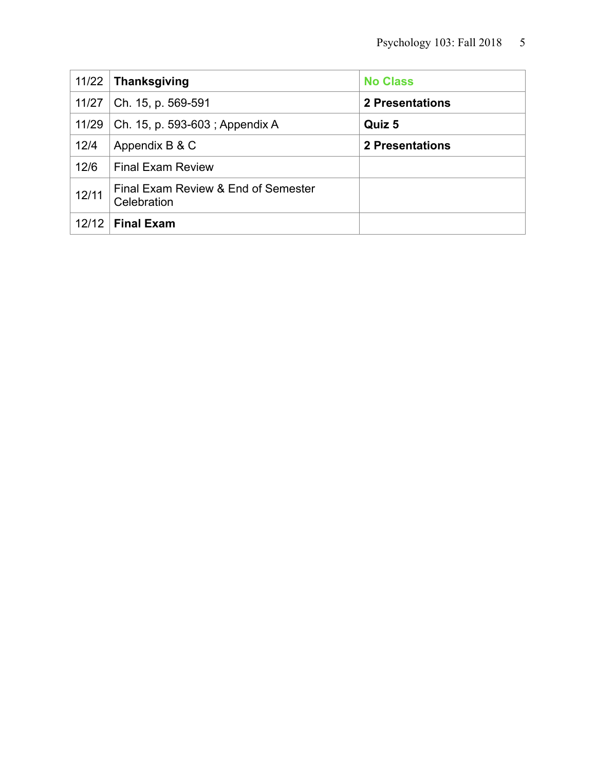| | | |
|---|---|---|
| 11/22 | **Thanksgiving** | **No Class** |
| 11/27 | Ch. 15, p. 569-591 | **2 Presentations** |
| 11/29 | Ch. 15, p. 593-603 ; Appendix A | **Quiz 5** |
| 12/4 | Appendix B & C | **2 Presentations** |
| 12/6 | Final Exam Review | |
| 12/11 | Final Exam Review & End of Semester Celebration | |
| 12/12 | **Final Exam** | |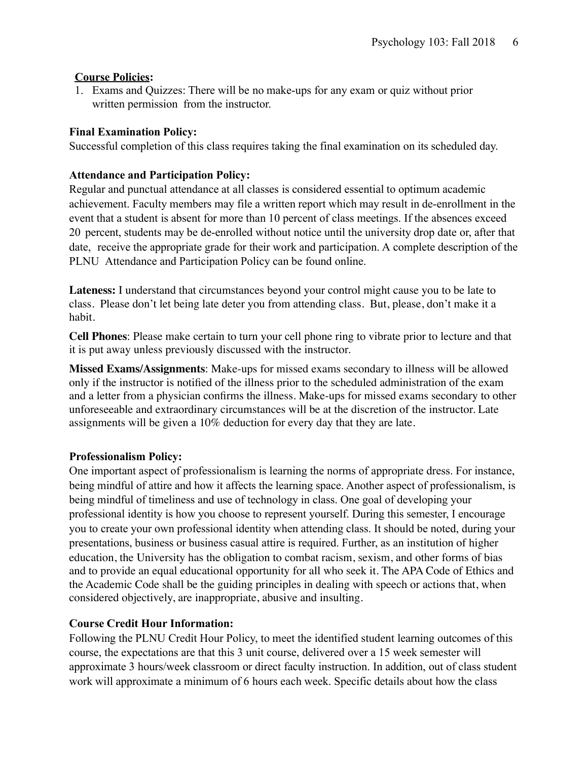**Course Policies:**

1. Exams and Quizzes: There will be no make-ups for any exam or quiz without prior written permission from the instructor.

**Final Examination Policy:**

Successful completion of this class requires taking the final examination on its scheduled day.

**Attendance and Participation Policy:**

Regular and punctual attendance at all classes is considered essential to optimum academic achievement. Faculty members may file a written report which may result in de-enrollment in the event that a student is absent for more than 10 percent of class meetings. If the absences exceed 20 percent, students may be de-enrolled without notice until the university drop date or, after that date, receive the appropriate grade for their work and participation. A complete description of the PLNU Attendance and Participation Policy can be found online.

**Lateness:** I understand that circumstances beyond your control might cause you to be late to class. Please don't let being late deter you from attending class. But, please, don't make it a habit.

**Cell Phones**: Please make certain to turn your cell phone ring to vibrate prior to lecture and that it is put away unless previously discussed with the instructor.

**Missed Exams/Assignments**: Make-ups for missed exams secondary to illness will be allowed only if the instructor is notified of the illness prior to the scheduled administration of the exam and a letter from a physician confirms the illness. Make-ups for missed exams secondary to other unforeseeable and extraordinary circumstances will be at the discretion of the instructor. Late assignments will be given a 10% deduction for every day that they are late.

**Professionalism Policy:**

One important aspect of professionalism is learning the norms of appropriate dress. For instance, being mindful of attire and how it affects the learning space. Another aspect of professionalism, is being mindful of timeliness and use of technology in class. One goal of developing your professional identity is how you choose to represent yourself. During this semester, I encourage you to create your own professional identity when attending class. It should be noted, during your presentations, business or business casual attire is required. Further, as an institution of higher education, the University has the obligation to combat racism, sexism, and other forms of bias and to provide an equal educational opportunity for all who seek it. The APA Code of Ethics and the Academic Code shall be the guiding principles in dealing with speech or actions that, when considered objectively, are inappropriate, abusive and insulting.

**Course Credit Hour Information:**

Following the PLNU Credit Hour Policy, to meet the identified student learning outcomes of this course, the expectations are that this 3 unit course, delivered over a 15 week semester will approximate 3 hours/week classroom or direct faculty instruction. In addition, out of class student work will approximate a minimum of 6 hours each week. Specific details about how the class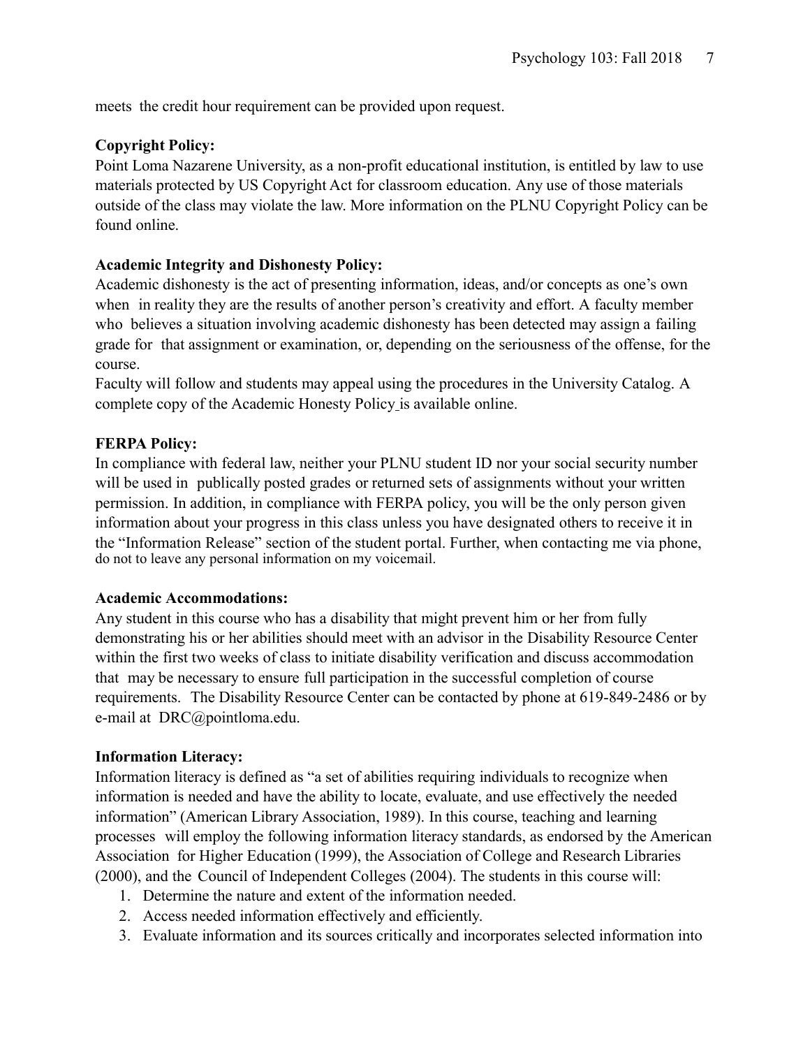meets the credit hour requirement can be provided upon request.

**Copyright Policy:**

Point Loma Nazarene University, as a non-profit educational institution, is entitled by law to use materials protected by US Copyright Act for classroom education. Any use of those materials outside of the class may violate the law. More information on the PLNU Copyright Policy can be found online.

**Academic Integrity and Dishonesty Policy:**

Academic dishonesty is the act of presenting information, ideas, and/or concepts as one's own when in reality they are the results of another person's creativity and effort. A faculty member who believes a situation involving academic dishonesty has been detected may assign a failing grade for that assignment or examination, or, depending on the seriousness of the offense, for the course.

Faculty will follow and students may appeal using the procedures in the University Catalog. A complete copy of the Academic Honesty Policy is available online.

**FERPA Policy:**

In compliance with federal law, neither your PLNU student ID nor your social security number will be used in publically posted grades or returned sets of assignments without your written permission. In addition, in compliance with FERPA policy, you will be the only person given information about your progress in this class unless you have designated others to receive it in the "Information Release" section of the student portal. Further, when contacting me via phone, do not to leave any personal information on my voicemail.

**Academic Accommodations:**

Any student in this course who has a disability that might prevent him or her from fully demonstrating his or her abilities should meet with an advisor in the Disability Resource Center within the first two weeks of class to initiate disability verification and discuss accommodation that may be necessary to ensure full participation in the successful completion of course requirements. The Disability Resource Center can be contacted by phone at 619-849-2486 or by e-mail at DRC@pointloma.edu.

**Information Literacy:**

Information literacy is defined as "a set of abilities requiring individuals to recognize when information is needed and have the ability to locate, evaluate, and use effectively the needed information" (American Library Association, 1989). In this course, teaching and learning processes will employ the following information literacy standards, as endorsed by the American Association for Higher Education (1999), the Association of College and Research Libraries (2000), and the Council of Independent Colleges (2004). The students in this course will:

1. Determine the nature and extent of the information needed.
2. Access needed information effectively and efficiently.
3. Evaluate information and its sources critically and incorporates selected information into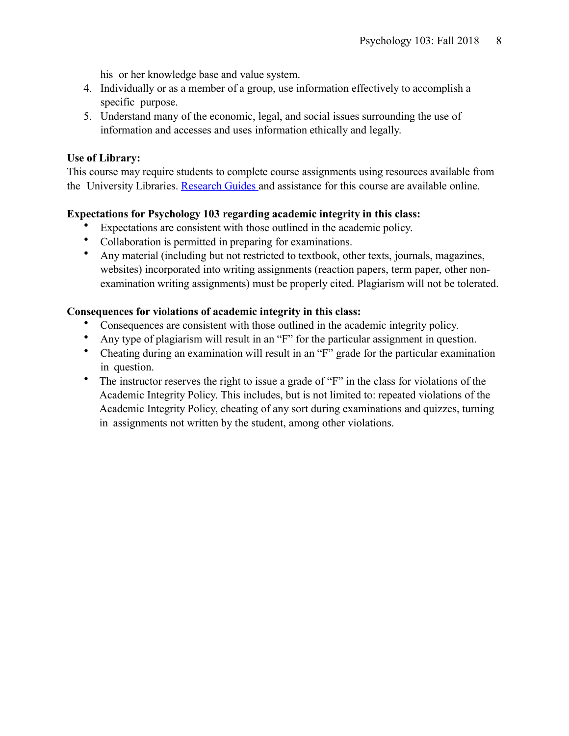his or her knowledge base and value system.

4. Individually or as a member of a group, use information effectively to accomplish a specific purpose.
5. Understand many of the economic, legal, and social issues surrounding the use of information and accesses and uses information ethically and legally.

**Use of Library:**
This course may require students to complete course assignments using resources available from the University Libraries. Research Guides and assistance for this course are available online.

**Expectations for Psychology 103 regarding academic integrity in this class:**

- Expectations are consistent with those outlined in the academic policy.
- Collaboration is permitted in preparing for examinations.
- Any material (including but not restricted to textbook, other texts, journals, magazines, websites) incorporated into writing assignments (reaction papers, term paper, other non-examination writing assignments) must be properly cited. Plagiarism will not be tolerated.

**Consequences for violations of academic integrity in this class:**

- Consequences are consistent with those outlined in the academic integrity policy.
- Any type of plagiarism will result in an "F" for the particular assignment in question.
- Cheating during an examination will result in an "F" grade for the particular examination in question.
- The instructor reserves the right to issue a grade of "F" in the class for violations of the Academic Integrity Policy. This includes, but is not limited to: repeated violations of the Academic Integrity Policy, cheating of any sort during examinations and quizzes, turning in assignments not written by the student, among other violations.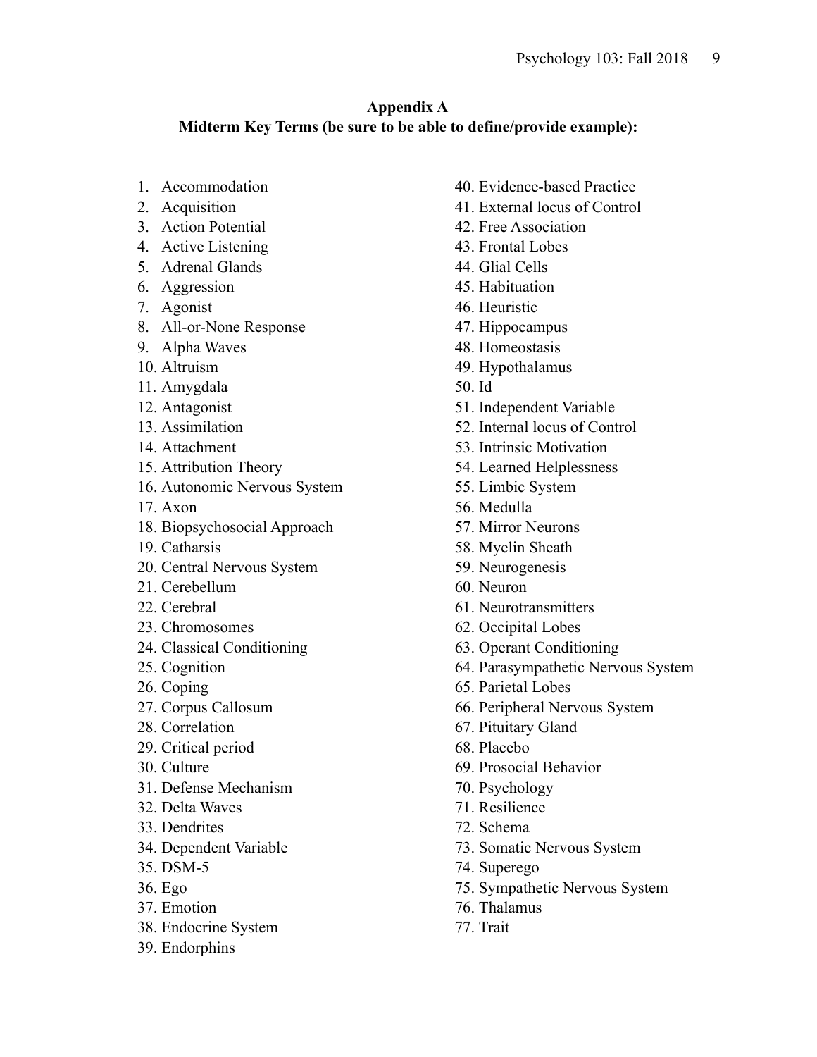**Appendix A**

**Midterm Key Terms (be sure to be able to define/provide example):**

1. Accommodation
2. Acquisition
3. Action Potential
4. Active Listening
5. Adrenal Glands
6. Aggression
7. Agonist
8. All-or-None Response
9. Alpha Waves
10. Altruism
11. Amygdala
12. Antagonist
13. Assimilation
14. Attachment
15. Attribution Theory
16. Autonomic Nervous System
17. Axon
18. Biopsychosocial Approach
19. Catharsis
20. Central Nervous System
21. Cerebellum
22. Cerebral
23. Chromosomes
24. Classical Conditioning
25. Cognition
26. Coping
27. Corpus Callosum
28. Correlation
29. Critical period
30. Culture
31. Defense Mechanism
32. Delta Waves
33. Dendrites
34. Dependent Variable
35. DSM-5
36. Ego
37. Emotion
38. Endocrine System
39. Endorphins
40. Evidence-based Practice
41. External locus of Control
42. Free Association
43. Frontal Lobes
44. Glial Cells
45. Habituation
46. Heuristic
47. Hippocampus
48. Homeostasis
49. Hypothalamus
50. Id
51. Independent Variable
52. Internal locus of Control
53. Intrinsic Motivation
54. Learned Helplessness
55. Limbic System
56. Medulla
57. Mirror Neurons
58. Myelin Sheath
59. Neurogenesis
60. Neuron
61. Neurotransmitters
62. Occipital Lobes
63. Operant Conditioning
64. Parasympathetic Nervous System
65. Parietal Lobes
66. Peripheral Nervous System
67. Pituitary Gland
68. Placebo
69. Prosocial Behavior
70. Psychology
71. Resilience
72. Schema
73. Somatic Nervous System
74. Superego
75. Sympathetic Nervous System
76. Thalamus
77. Trait